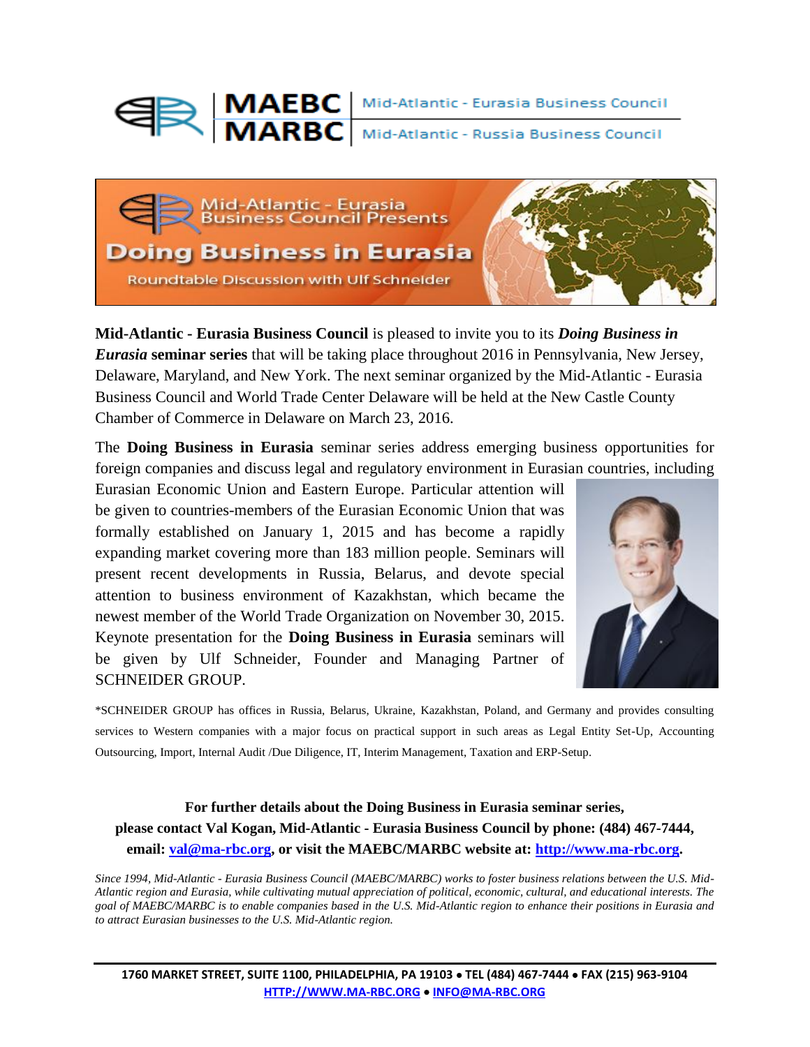**MAEBC** | Mid-Atlantic - Eurasia Business Council

**MARBC** | Mid-Atlantic - Russia Business Council

Mid-Atlantic - Eurasia Business Council Presents

# Doing Business in Eurasia

Roundtable Discussion with Ulf Schneider

**Mid-Atlantic - Eurasia Business Council** is pleased to invite you to its ***Doing Business in Eurasia*** **seminar series** that will be taking place throughout 2016 in Pennsylvania, New Jersey, Delaware, Maryland, and New York. The next seminar organized by the Mid-Atlantic - Eurasia Business Council and World Trade Center Delaware will be held at the New Castle County Chamber of Commerce in Delaware on March 23, 2016.

The **Doing Business in Eurasia** seminar series address emerging business opportunities for foreign companies and discuss legal and regulatory environment in Eurasian countries, including Eurasian Economic Union and Eastern Europe. Particular attention will be given to countries-members of the Eurasian Economic Union that was formally established on January 1, 2015 and has become a rapidly expanding market covering more than 183 million people. Seminars will present recent developments in Russia, Belarus, and devote special attention to business environment of Kazakhstan, which became the newest member of the World Trade Organization on November 30, 2015. Keynote presentation for the **Doing Business in Eurasia** seminars will be given by Ulf Schneider, Founder and Managing Partner of SCHNEIDER GROUP.

*SCHNEIDER GROUP has offices in Russia, Belarus, Ukraine, Kazakhstan, Poland, and Germany and provides consulting services to Western companies with a major focus on practical support in such areas as Legal Entity Set-Up, Accounting Outsourcing, Import, Internal Audit /Due Diligence, IT, Interim Management, Taxation and ERP-Setup.

**For further details about the Doing Business in Eurasia seminar series, please contact Val Kogan, Mid-Atlantic - Eurasia Business Council by phone: (484) 467-7444, email: val@ma-rbc.org, or visit the MAEBC/MARBC website at: http://www.ma-rbc.org.**

*Since 1994, Mid-Atlantic - Eurasia Business Council (MAEBC/MARBC) works to foster business relations between the U.S. Mid-Atlantic region and Eurasia, while cultivating mutual appreciation of political, economic, cultural, and educational interests. The goal of MAEBC/MARBC is to enable companies based in the U.S. Mid-Atlantic region to enhance their positions in Eurasia and to attract Eurasian businesses to the U.S. Mid-Atlantic region.*

**1760 MARKET STREET, SUITE 1100, PHILADELPHIA, PA 19103 • TEL (484) 467-7444 • FAX (215) 963-9104**
**HTTP://WWW.MA-RBC.ORG • INFO@MA-RBC.ORG**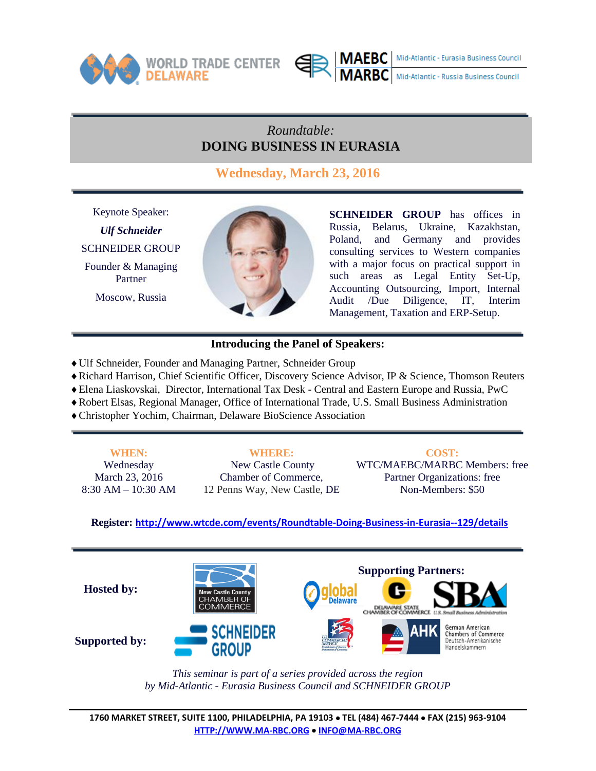WORLD TRADE CENTER DELAWARE

MAEBC | Mid-Atlantic - Eurasia Business Council
MARBC | Mid-Atlantic - Russia Business Council

*Roundtable:*

# DOING BUSINESS IN EURASIA

## Wednesday, March 23, 2016

Keynote Speaker:

***Ulf Schneider***

SCHNEIDER GROUP

Founder & Managing Partner

Moscow, Russia

**SCHNEIDER GROUP** has offices in Russia, Belarus, Ukraine, Kazakhstan, Poland, and Germany and provides consulting services to Western companies with a major focus on practical support in such areas as Legal Entity Set-Up, Accounting Outsourcing, Import, Internal Audit /Due Diligence, IT, Interim Management, Taxation and ERP-Setup.

### Introducing the Panel of Speakers:

- Ulf Schneider, Founder and Managing Partner, Schneider Group
- Richard Harrison, Chief Scientific Officer, Discovery Science Advisor, IP & Science, Thomson Reuters
- Elena Liaskovskai, Director, International Tax Desk - Central and Eastern Europe and Russia, PwC
- Robert Elsas, Regional Manager, Office of International Trade, U.S. Small Business Administration
- Christopher Yochim, Chairman, Delaware BioScience Association

| WHEN: | WHERE: | COST: |
| --- | --- | --- |
| Wednesday<br>March 23, 2016<br>8:30 AM – 10:30 AM | New Castle County<br>Chamber of Commerce,<br>12 Penns Way, New Castle, DE | WTC/MAEBC/MARBC Members: free<br>Partner Organizations: free<br>Non-Members: $50 |

**Register:** http://www.wtcde.com/events/Roundtable-Doing-Business-in-Eurasia--129/details

**Hosted by:** New Castle County Chamber of Commerce

**Supported by:** Schneider Group

**Supporting Partners:** global Delaware; Delaware State Chamber of Commerce; SBA U.S. Small Business Administration; U.S. Commercial Service, United States of America Department of Commerce; AHK German American Chambers of Commerce, Deutsch-Amerikanische Handelskammern

*This seminar is part of a series provided across the region by Mid-Atlantic - Eurasia Business Council and SCHNEIDER GROUP*

**1760 MARKET STREET, SUITE 1100, PHILADELPHIA, PA 19103 • TEL (484) 467-7444 • FAX (215) 963-9104**
**HTTP://WWW.MA-RBC.ORG • INFO@MA-RBC.ORG**